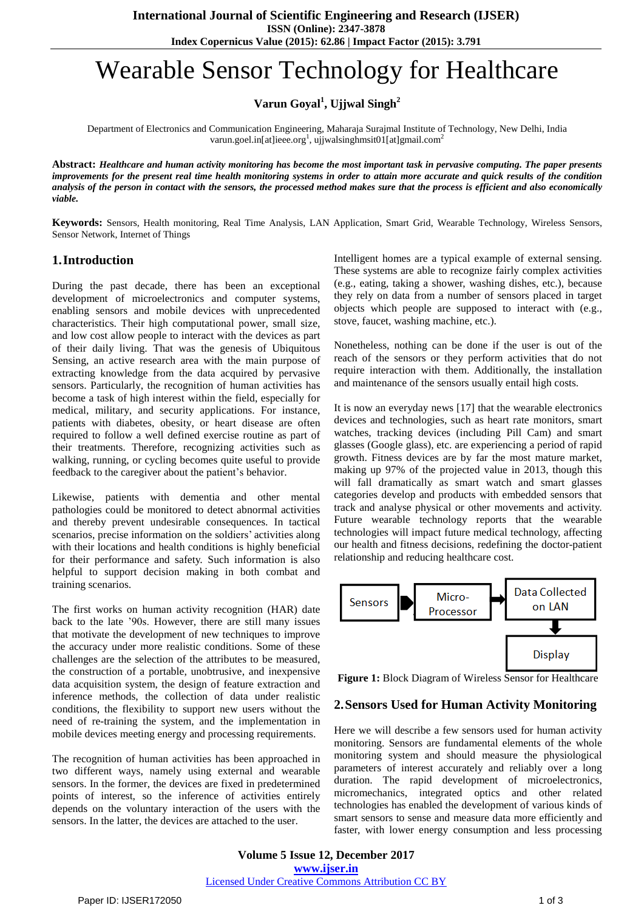# Wearable Sensor Technology for Healthcare

**Varun Goyal[1], Ujjwal Singh[2]**

Department of Electronics and Communication Engineering, Maharaja Surajmal Institute of Technology, New Delhi, India
varun.goel.in[at]ieee.org[1], ujjwalsinghmsit01[at]gmail.com[2]

**Abstract:** ***Healthcare and human activity monitoring has become the most important task in pervasive computing. The paper presents improvements for the present real time health monitoring systems in order to attain more accurate and quick results of the condition analysis of the person in contact with the sensors, the processed method makes sure that the process is efficient and also economically viable.***

**Keywords:** Sensors, Health monitoring, Real Time Analysis, LAN Application, Smart Grid, Wearable Technology, Wireless Sensors, Sensor Network, Internet of Things

## 1. Introduction

During the past decade, there has been an exceptional development of microelectronics and computer systems, enabling sensors and mobile devices with unprecedented characteristics. Their high computational power, small size, and low cost allow people to interact with the devices as part of their daily living. That was the genesis of Ubiquitous Sensing, an active research area with the main purpose of extracting knowledge from the data acquired by pervasive sensors. Particularly, the recognition of human activities has become a task of high interest within the field, especially for medical, military, and security applications. For instance, patients with diabetes, obesity, or heart disease are often required to follow a well defined exercise routine as part of their treatments. Therefore, recognizing activities such as walking, running, or cycling becomes quite useful to provide feedback to the caregiver about the patient's behavior.

Likewise, patients with dementia and other mental pathologies could be monitored to detect abnormal activities and thereby prevent undesirable consequences. In tactical scenarios, precise information on the soldiers' activities along with their locations and health conditions is highly beneficial for their performance and safety. Such information is also helpful to support decision making in both combat and training scenarios.

The first works on human activity recognition (HAR) date back to the late '90s. However, there are still many issues that motivate the development of new techniques to improve the accuracy under more realistic conditions. Some of these challenges are the selection of the attributes to be measured, the construction of a portable, unobtrusive, and inexpensive data acquisition system, the design of feature extraction and inference methods, the collection of data under realistic conditions, the flexibility to support new users without the need of re-training the system, and the implementation in mobile devices meeting energy and processing requirements.

The recognition of human activities has been approached in two different ways, namely using external and wearable sensors. In the former, the devices are fixed in predetermined points of interest, so the inference of activities entirely depends on the voluntary interaction of the users with the sensors. In the latter, the devices are attached to the user.

Intelligent homes are a typical example of external sensing. These systems are able to recognize fairly complex activities (e.g., eating, taking a shower, washing dishes, etc.), because they rely on data from a number of sensors placed in target objects which people are supposed to interact with (e.g., stove, faucet, washing machine, etc.).

Nonetheless, nothing can be done if the user is out of the reach of the sensors or they perform activities that do not require interaction with them. Additionally, the installation and maintenance of the sensors usually entail high costs.

It is now an everyday news [17] that the wearable electronics devices and technologies, such as heart rate monitors, smart watches, tracking devices (including Pill Cam) and smart glasses (Google glass), etc. are experiencing a period of rapid growth. Fitness devices are by far the most mature market, making up 97% of the projected value in 2013, though this will fall dramatically as smart watch and smart glasses categories develop and products with embedded sensors that track and analyse physical or other movements and activity. Future wearable technology reports that the wearable technologies will impact future medical technology, affecting our health and fitness decisions, redefining the doctor-patient relationship and reducing healthcare cost.

Sensors → Micro-Processor → Data Collected on LAN → Display

**Figure 1:** Block Diagram of Wireless Sensor for Healthcare

## 2. Sensors Used for Human Activity Monitoring

Here we will describe a few sensors used for human activity monitoring. Sensors are fundamental elements of the whole monitoring system and should measure the physiological parameters of interest accurately and reliably over a long duration. The rapid development of microelectronics, micromechanics, integrated optics and other related technologies has enabled the development of various kinds of smart sensors to sense and measure data more efficiently and faster, with lower energy consumption and less processing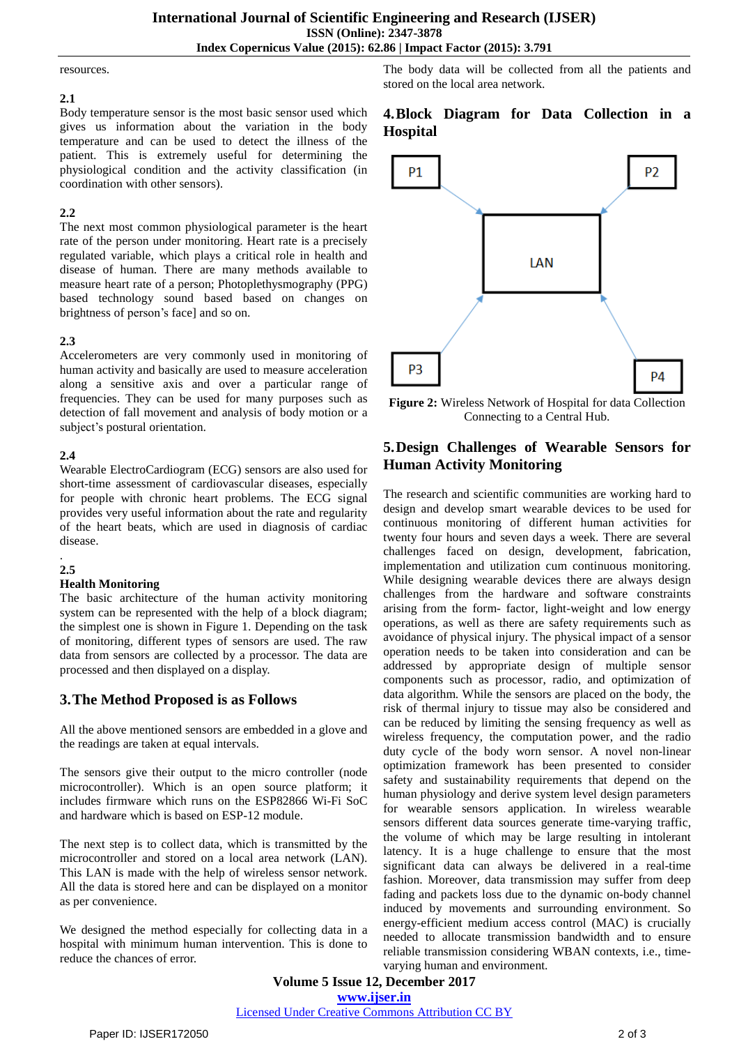resources.

**2.1**

Body temperature sensor is the most basic sensor used which gives us information about the variation in the body temperature and can be used to detect the illness of the patient. This is extremely useful for determining the physiological condition and the activity classification (in coordination with other sensors).

**2.2**

The next most common physiological parameter is the heart rate of the person under monitoring. Heart rate is a precisely regulated variable, which plays a critical role in health and disease of human. There are many methods available to measure heart rate of a person; Photoplethysmography (PPG) based technology sound based based on changes on brightness of person's face] and so on.

**2.3**

Accelerometers are very commonly used in monitoring of human activity and basically are used to measure acceleration along a sensitive axis and over a particular range of frequencies. They can be used for many purposes such as detection of fall movement and analysis of body motion or a subject's postural orientation.

**2.4**

Wearable ElectroCardiogram (ECG) sensors are also used for short-time assessment of cardiovascular diseases, especially for people with chronic heart problems. The ECG signal provides very useful information about the rate and regularity of the heart beats, which are used in diagnosis of cardiac disease.

.

**2.5**

**Health Monitoring**

The basic architecture of the human activity monitoring system can be represented with the help of a block diagram; the simplest one is shown in Figure 1. Depending on the task of monitoring, different types of sensors are used. The raw data from sensors are collected by a processor. The data are processed and then displayed on a display.

## 3. The Method Proposed is as Follows

All the above mentioned sensors are embedded in a glove and the readings are taken at equal intervals.

The sensors give their output to the micro controller (node microcontroller). Which is an open source platform; it includes firmware which runs on the ESP82866 Wi-Fi SoC and hardware which is based on ESP-12 module.

The next step is to collect data, which is transmitted by the microcontroller and stored on a local area network (LAN). This LAN is made with the help of wireless sensor network. All the data is stored here and can be displayed on a monitor as per convenience.

We designed the method especially for collecting data in a hospital with minimum human intervention. This is done to reduce the chances of error.

The body data will be collected from all the patients and stored on the local area network.

## 4. Block Diagram for Data Collection in a Hospital

P1 P2 LAN P3 P4

**Figure 2:** Wireless Network of Hospital for data Collection Connecting to a Central Hub.

## 5. Design Challenges of Wearable Sensors for Human Activity Monitoring

The research and scientific communities are working hard to design and develop smart wearable devices to be used for continuous monitoring of different human activities for twenty four hours and seven days a week. There are several challenges faced on design, development, fabrication, implementation and utilization cum continuous monitoring. While designing wearable devices there are always design challenges from the hardware and software constraints arising from the form- factor, light-weight and low energy operations, as well as there are safety requirements such as avoidance of physical injury. The physical impact of a sensor operation needs to be taken into consideration and can be addressed by appropriate design of multiple sensor components such as processor, radio, and optimization of data algorithm. While the sensors are placed on the body, the risk of thermal injury to tissue may also be considered and can be reduced by limiting the sensing frequency as well as wireless frequency, the computation power, and the radio duty cycle of the body worn sensor. A novel non-linear optimization framework has been presented to consider safety and sustainability requirements that depend on the human physiology and derive system level design parameters for wearable sensors application. In wireless wearable sensors different data sources generate time-varying traffic, the volume of which may be large resulting in intolerant latency. It is a huge challenge to ensure that the most significant data can always be delivered in a real-time fashion. Moreover, data transmission may suffer from deep fading and packets loss due to the dynamic on-body channel induced by movements and surrounding environment. So energy-efficient medium access control (MAC) is crucially needed to allocate transmission bandwidth and to ensure reliable transmission considering WBAN contexts, i.e., time-varying human and environment.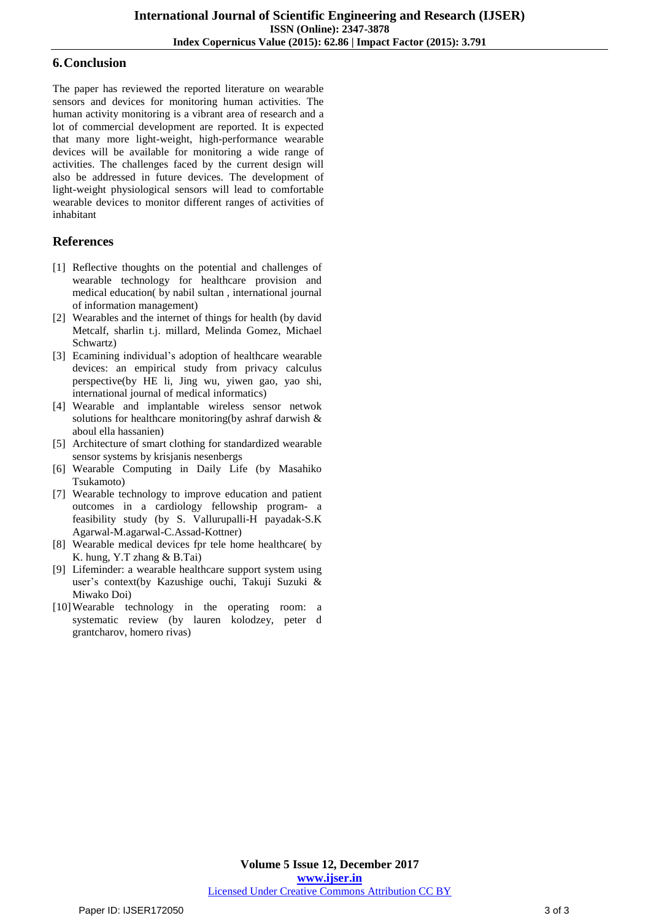## 6. Conclusion

The paper has reviewed the reported literature on wearable sensors and devices for monitoring human activities. The human activity monitoring is a vibrant area of research and a lot of commercial development are reported. It is expected that many more light-weight, high-performance wearable devices will be available for monitoring a wide range of activities. The challenges faced by the current design will also be addressed in future devices. The development of light-weight physiological sensors will lead to comfortable wearable devices to monitor different ranges of activities of inhabitant

## References

[1] Reflective thoughts on the potential and challenges of wearable technology for healthcare provision and medical education( by nabil sultan , international journal of information management)

[2] Wearables and the internet of things for health (by david Metcalf, sharlin t.j. millard, Melinda Gomez, Michael Schwartz)

[3] Ecamining individual's adoption of healthcare wearable devices: an empirical study from privacy calculus perspective(by HE li, Jing wu, yiwen gao, yao shi, international journal of medical informatics)

[4] Wearable and implantable wireless sensor netwok solutions for healthcare monitoring(by ashraf darwish & aboul ella hassanien)

[5] Architecture of smart clothing for standardized wearable sensor systems by krisjanis nesenbergs

[6] Wearable Computing in Daily Life (by Masahiko Tsukamoto)

[7] Wearable technology to improve education and patient outcomes in a cardiology fellowship program- a feasibility study (by S. Vallurupalli-H payadak-S.K Agarwal-M.agarwal-C.Assad-Kottner)

[8] Wearable medical devices fpr tele home healthcare( by K. hung, Y.T zhang & B.Tai)

[9] Lifeminder: a wearable healthcare support system using user's context(by Kazushige ouchi, Takuji Suzuki & Miwako Doi)

[10] Wearable technology in the operating room: a systematic review (by lauren kolodzey, peter d grantcharov, homero rivas)